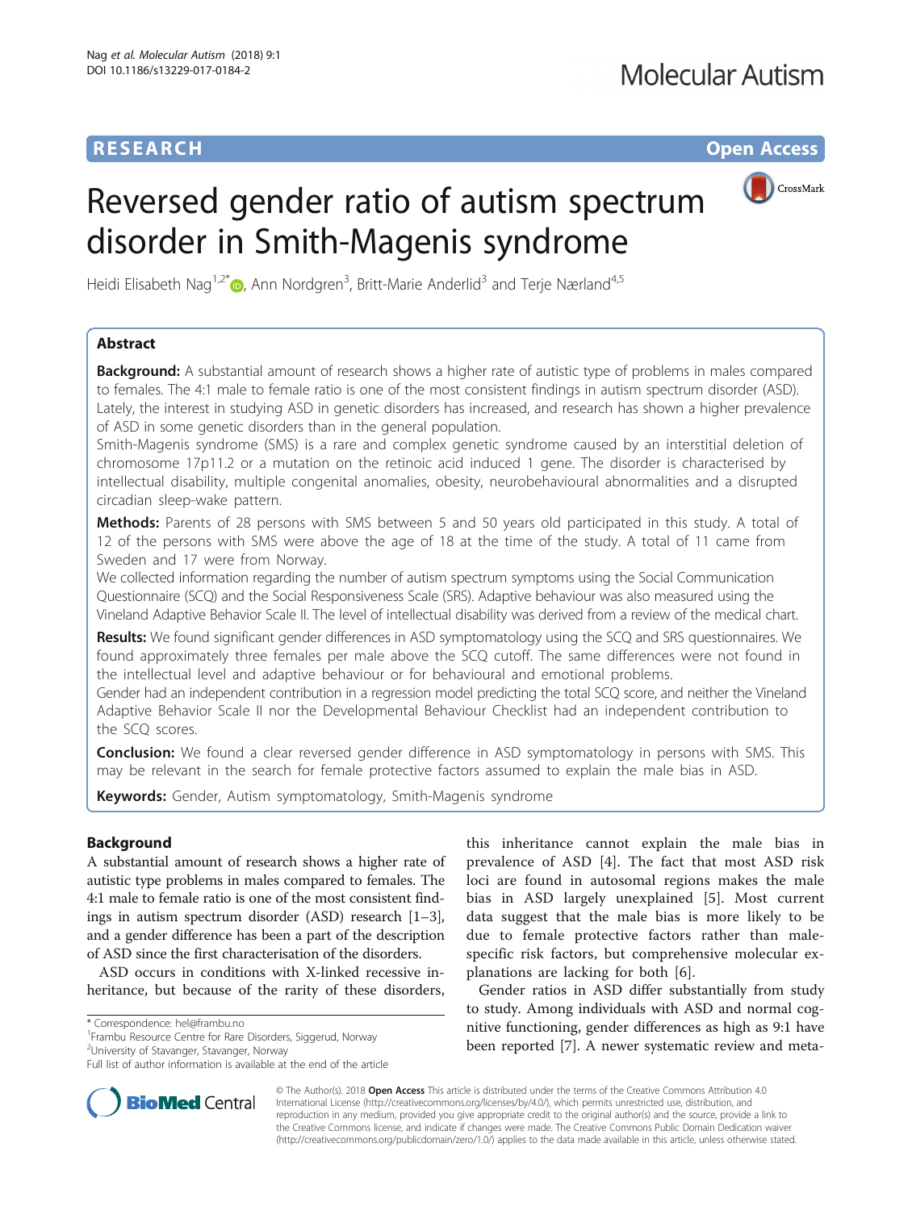RESEARCH

Open Access

# Reversed gender ratio of autism spectrum disorder in Smith-Magenis syndrome

Heidi Elisabeth Nag[1,2*], Ann Nordgren[3], Britt-Marie Anderlid[3] and Terje Nærland[4,5]

## Abstract

**Background:** A substantial amount of research shows a higher rate of autistic type of problems in males compared to females. The 4:1 male to female ratio is one of the most consistent findings in autism spectrum disorder (ASD). Lately, the interest in studying ASD in genetic disorders has increased, and research has shown a higher prevalence of ASD in some genetic disorders than in the general population.

Smith-Magenis syndrome (SMS) is a rare and complex genetic syndrome caused by an interstitial deletion of chromosome 17p11.2 or a mutation on the retinoic acid induced 1 gene. The disorder is characterised by intellectual disability, multiple congenital anomalies, obesity, neurobehavioural abnormalities and a disrupted circadian sleep-wake pattern.

**Methods:** Parents of 28 persons with SMS between 5 and 50 years old participated in this study. A total of 12 of the persons with SMS were above the age of 18 at the time of the study. A total of 11 came from Sweden and 17 were from Norway.

We collected information regarding the number of autism spectrum symptoms using the Social Communication Questionnaire (SCQ) and the Social Responsiveness Scale (SRS). Adaptive behaviour was also measured using the Vineland Adaptive Behavior Scale II. The level of intellectual disability was derived from a review of the medical chart.

**Results:** We found significant gender differences in ASD symptomatology using the SCQ and SRS questionnaires. We found approximately three females per male above the SCQ cutoff. The same differences were not found in the intellectual level and adaptive behaviour or for behavioural and emotional problems.

Gender had an independent contribution in a regression model predicting the total SCQ score, and neither the Vineland Adaptive Behavior Scale II nor the Developmental Behaviour Checklist had an independent contribution to the SCQ scores.

**Conclusion:** We found a clear reversed gender difference in ASD symptomatology in persons with SMS. This may be relevant in the search for female protective factors assumed to explain the male bias in ASD.

**Keywords:** Gender, Autism symptomatology, Smith-Magenis syndrome

## Background

A substantial amount of research shows a higher rate of autistic type problems in males compared to females. The 4:1 male to female ratio is one of the most consistent findings in autism spectrum disorder (ASD) research [1–3], and a gender difference has been a part of the description of ASD since the first characterisation of the disorders.

ASD occurs in conditions with X-linked recessive inheritance, but because of the rarity of these disorders, this inheritance cannot explain the male bias in prevalence of ASD [4]. The fact that most ASD risk loci are found in autosomal regions makes the male bias in ASD largely unexplained [5]. Most current data suggest that the male bias is more likely to be due to female protective factors rather than male-specific risk factors, but comprehensive molecular explanations are lacking for both [6].

Gender ratios in ASD differ substantially from study to study. Among individuals with ASD and normal cognitive functioning, gender differences as high as 9:1 have been reported [7]. A newer systematic review and meta-

\* Correspondence: hel@frambu.no
[1]Frambu Resource Centre for Rare Disorders, Siggerud, Norway
[2]University of Stavanger, Stavanger, Norway
Full list of author information is available at the end of the article

© The Author(s). 2018 **Open Access** This article is distributed under the terms of the Creative Commons Attribution 4.0 International License (http://creativecommons.org/licenses/by/4.0/), which permits unrestricted use, distribution, and reproduction in any medium, provided you give appropriate credit to the original author(s) and the source, provide a link to the Creative Commons license, and indicate if changes were made. The Creative Commons Public Domain Dedication waiver (http://creativecommons.org/publicdomain/zero/1.0/) applies to the data made available in this article, unless otherwise stated.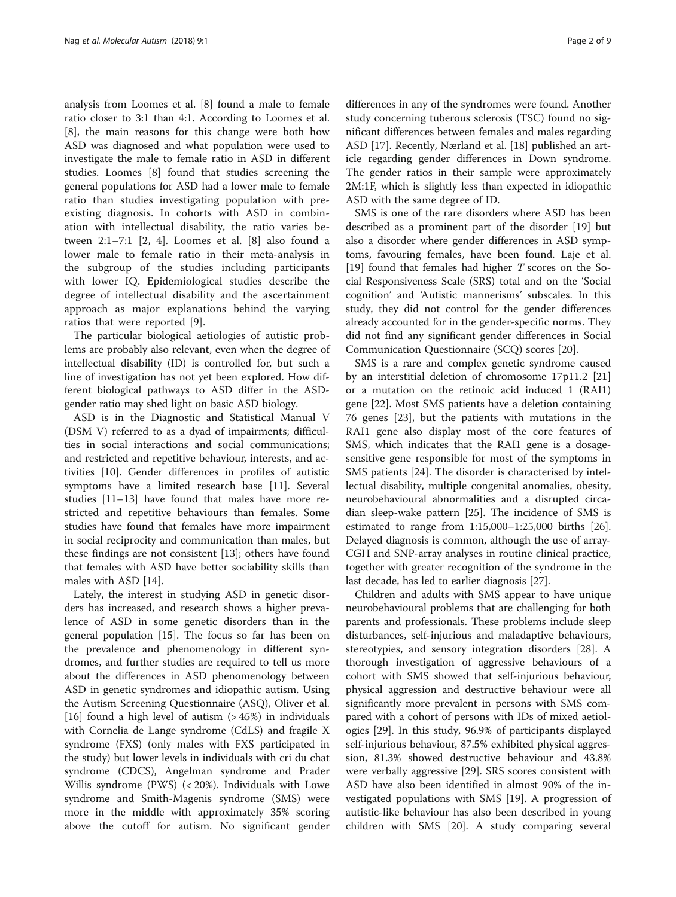analysis from Loomes et al. [8] found a male to female ratio closer to 3:1 than 4:1. According to Loomes et al. [8], the main reasons for this change were both how ASD was diagnosed and what population were used to investigate the male to female ratio in ASD in different studies. Loomes [8] found that studies screening the general populations for ASD had a lower male to female ratio than studies investigating population with pre-existing diagnosis. In cohorts with ASD in combination with intellectual disability, the ratio varies between 2:1–7:1 [2, 4]. Loomes et al. [8] also found a lower male to female ratio in their meta-analysis in the subgroup of the studies including participants with lower IQ. Epidemiological studies describe the degree of intellectual disability and the ascertainment approach as major explanations behind the varying ratios that were reported [9].

The particular biological aetiologies of autistic problems are probably also relevant, even when the degree of intellectual disability (ID) is controlled for, but such a line of investigation has not yet been explored. How different biological pathways to ASD differ in the ASD-gender ratio may shed light on basic ASD biology.

ASD is in the Diagnostic and Statistical Manual V (DSM V) referred to as a dyad of impairments; difficulties in social interactions and social communications; and restricted and repetitive behaviour, interests, and activities [10]. Gender differences in profiles of autistic symptoms have a limited research base [11]. Several studies [11–13] have found that males have more restricted and repetitive behaviours than females. Some studies have found that females have more impairment in social reciprocity and communication than males, but these findings are not consistent [13]; others have found that females with ASD have better sociability skills than males with ASD [14].

Lately, the interest in studying ASD in genetic disorders has increased, and research shows a higher prevalence of ASD in some genetic disorders than in the general population [15]. The focus so far has been on the prevalence and phenomenology in different syndromes, and further studies are required to tell us more about the differences in ASD phenomenology between ASD in genetic syndromes and idiopathic autism. Using the Autism Screening Questionnaire (ASQ), Oliver et al. [16] found a high level of autism (> 45%) in individuals with Cornelia de Lange syndrome (CdLS) and fragile X syndrome (FXS) (only males with FXS participated in the study) but lower levels in individuals with cri du chat syndrome (CDCS), Angelman syndrome and Prader Willis syndrome (PWS) (< 20%). Individuals with Lowe syndrome and Smith-Magenis syndrome (SMS) were more in the middle with approximately 35% scoring above the cutoff for autism. No significant gender differences in any of the syndromes were found. Another study concerning tuberous sclerosis (TSC) found no significant differences between females and males regarding ASD [17]. Recently, Nærland et al. [18] published an article regarding gender differences in Down syndrome. The gender ratios in their sample were approximately 2M:1F, which is slightly less than expected in idiopathic ASD with the same degree of ID.

SMS is one of the rare disorders where ASD has been described as a prominent part of the disorder [19] but also a disorder where gender differences in ASD symptoms, favouring females, have been found. Laje et al. [19] found that females had higher *T* scores on the Social Responsiveness Scale (SRS) total and on the 'Social cognition' and 'Autistic mannerisms' subscales. In this study, they did not control for the gender differences already accounted for in the gender-specific norms. They did not find any significant gender differences in Social Communication Questionnaire (SCQ) scores [20].

SMS is a rare and complex genetic syndrome caused by an interstitial deletion of chromosome 17p11.2 [21] or a mutation on the retinoic acid induced 1 (RAI1) gene [22]. Most SMS patients have a deletion containing 76 genes [23], but the patients with mutations in the RAI1 gene also display most of the core features of SMS, which indicates that the RAI1 gene is a dosage-sensitive gene responsible for most of the symptoms in SMS patients [24]. The disorder is characterised by intellectual disability, multiple congenital anomalies, obesity, neurobehavioural abnormalities and a disrupted circadian sleep-wake pattern [25]. The incidence of SMS is estimated to range from 1:15,000–1:25,000 births [26]. Delayed diagnosis is common, although the use of array-CGH and SNP-array analyses in routine clinical practice, together with greater recognition of the syndrome in the last decade, has led to earlier diagnosis [27].

Children and adults with SMS appear to have unique neurobehavioural problems that are challenging for both parents and professionals. These problems include sleep disturbances, self-injurious and maladaptive behaviours, stereotypies, and sensory integration disorders [28]. A thorough investigation of aggressive behaviours of a cohort with SMS showed that self-injurious behaviour, physical aggression and destructive behaviour were all significantly more prevalent in persons with SMS compared with a cohort of persons with IDs of mixed aetiologies [29]. In this study, 96.9% of participants displayed self-injurious behaviour, 87.5% exhibited physical aggression, 81.3% showed destructive behaviour and 43.8% were verbally aggressive [29]. SRS scores consistent with ASD have also been identified in almost 90% of the investigated populations with SMS [19]. A progression of autistic-like behaviour has also been described in young children with SMS [20]. A study comparing several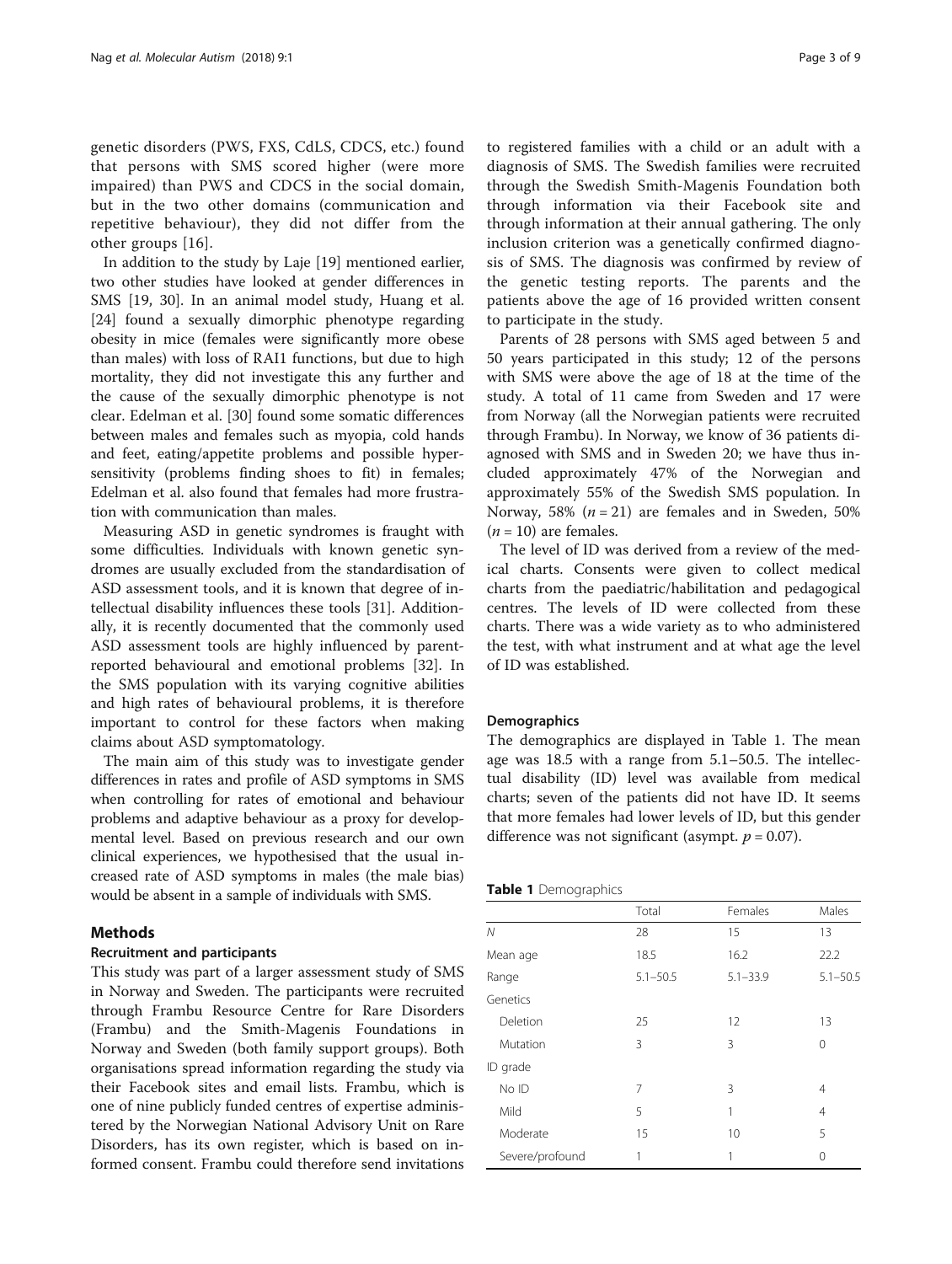genetic disorders (PWS, FXS, CdLS, CDCS, etc.) found that persons with SMS scored higher (were more impaired) than PWS and CDCS in the social domain, but in the two other domains (communication and repetitive behaviour), they did not differ from the other groups [16].

In addition to the study by Laje [19] mentioned earlier, two other studies have looked at gender differences in SMS [19, 30]. In an animal model study, Huang et al. [24] found a sexually dimorphic phenotype regarding obesity in mice (females were significantly more obese than males) with loss of RAI1 functions, but due to high mortality, they did not investigate this any further and the cause of the sexually dimorphic phenotype is not clear. Edelman et al. [30] found some somatic differences between males and females such as myopia, cold hands and feet, eating/appetite problems and possible hypersensitivity (problems finding shoes to fit) in females; Edelman et al. also found that females had more frustration with communication than males.

Measuring ASD in genetic syndromes is fraught with some difficulties. Individuals with known genetic syndromes are usually excluded from the standardisation of ASD assessment tools, and it is known that degree of intellectual disability influences these tools [31]. Additionally, it is recently documented that the commonly used ASD assessment tools are highly influenced by parent-reported behavioural and emotional problems [32]. In the SMS population with its varying cognitive abilities and high rates of behavioural problems, it is therefore important to control for these factors when making claims about ASD symptomatology.

The main aim of this study was to investigate gender differences in rates and profile of ASD symptoms in SMS when controlling for rates of emotional and behaviour problems and adaptive behaviour as a proxy for developmental level. Based on previous research and our own clinical experiences, we hypothesised that the usual increased rate of ASD symptoms in males (the male bias) would be absent in a sample of individuals with SMS.

## Methods

### Recruitment and participants

This study was part of a larger assessment study of SMS in Norway and Sweden. The participants were recruited through Frambu Resource Centre for Rare Disorders (Frambu) and the Smith-Magenis Foundations in Norway and Sweden (both family support groups). Both organisations spread information regarding the study via their Facebook sites and email lists. Frambu, which is one of nine publicly funded centres of expertise administered by the Norwegian National Advisory Unit on Rare Disorders, has its own register, which is based on informed consent. Frambu could therefore send invitations to registered families with a child or an adult with a diagnosis of SMS. The Swedish families were recruited through the Swedish Smith-Magenis Foundation both through information via their Facebook site and through information at their annual gathering. The only inclusion criterion was a genetically confirmed diagnosis of SMS. The diagnosis was confirmed by review of the genetic testing reports. The parents and the patients above the age of 16 provided written consent to participate in the study.

Parents of 28 persons with SMS aged between 5 and 50 years participated in this study; 12 of the persons with SMS were above the age of 18 at the time of the study. A total of 11 came from Sweden and 17 were from Norway (all the Norwegian patients were recruited through Frambu). In Norway, we know of 36 patients diagnosed with SMS and in Sweden 20; we have thus included approximately 47% of the Norwegian and approximately 55% of the Swedish SMS population. In Norway, 58% ($n = 21$) are females and in Sweden, 50% ($n = 10$) are females.

The level of ID was derived from a review of the medical charts. Consents were given to collect medical charts from the paediatric/habilitation and pedagogical centres. The levels of ID were collected from these charts. There was a wide variety as to who administered the test, with what instrument and at what age the level of ID was established.

### Demographics

The demographics are displayed in Table 1. The mean age was 18.5 with a range from 5.1–50.5. The intellectual disability (ID) level was available from medical charts; seven of the patients did not have ID. It seems that more females had lower levels of ID, but this gender difference was not significant (asympt. $p = 0.07$).

**Table 1** Demographics

| | Total | Females | Males |
|---|---|---|---|
| *N* | 28 | 15 | 13 |
| Mean age | 18.5 | 16.2 | 22.2 |
| Range | 5.1–50.5 | 5.1–33.9 | 5.1–50.5 |
| Genetics | | | |
| Deletion | 25 | 12 | 13 |
| Mutation | 3 | 3 | 0 |
| ID grade | | | |
| No ID | 7 | 3 | 4 |
| Mild | 5 | 1 | 4 |
| Moderate | 15 | 10 | 5 |
| Severe/profound | 1 | 1 | 0 |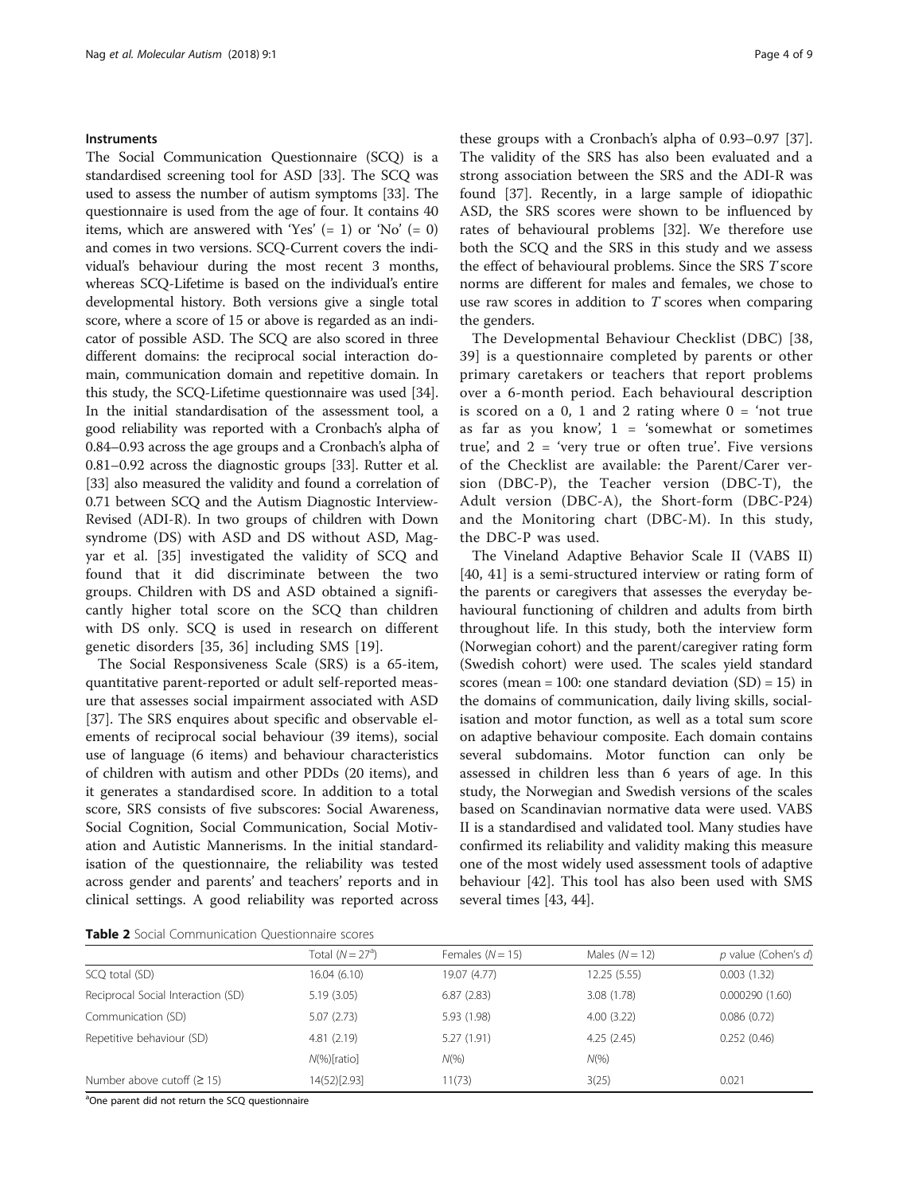### Instruments

The Social Communication Questionnaire (SCQ) is a standardised screening tool for ASD [33]. The SCQ was used to assess the number of autism symptoms [33]. The questionnaire is used from the age of four. It contains 40 items, which are answered with 'Yes' (= 1) or 'No' (= 0) and comes in two versions. SCQ-Current covers the individual's behaviour during the most recent 3 months, whereas SCQ-Lifetime is based on the individual's entire developmental history. Both versions give a single total score, where a score of 15 or above is regarded as an indicator of possible ASD. The SCQ are also scored in three different domains: the reciprocal social interaction domain, communication domain and repetitive domain. In this study, the SCQ-Lifetime questionnaire was used [34]. In the initial standardisation of the assessment tool, a good reliability was reported with a Cronbach's alpha of 0.84–0.93 across the age groups and a Cronbach's alpha of 0.81–0.92 across the diagnostic groups [33]. Rutter et al. [33] also measured the validity and found a correlation of 0.71 between SCQ and the Autism Diagnostic Interview-Revised (ADI-R). In two groups of children with Down syndrome (DS) with ASD and DS without ASD, Magyar et al. [35] investigated the validity of SCQ and found that it did discriminate between the two groups. Children with DS and ASD obtained a significantly higher total score on the SCQ than children with DS only. SCQ is used in research on different genetic disorders [35, 36] including SMS [19].

The Social Responsiveness Scale (SRS) is a 65-item, quantitative parent-reported or adult self-reported measure that assesses social impairment associated with ASD [37]. The SRS enquires about specific and observable elements of reciprocal social behaviour (39 items), social use of language (6 items) and behaviour characteristics of children with autism and other PDDs (20 items), and it generates a standardised score. In addition to a total score, SRS consists of five subscores: Social Awareness, Social Cognition, Social Communication, Social Motivation and Autistic Mannerisms. In the initial standardisation of the questionnaire, the reliability was tested across gender and parents' and teachers' reports and in clinical settings. A good reliability was reported across these groups with a Cronbach's alpha of 0.93–0.97 [37]. The validity of the SRS has also been evaluated and a strong association between the SRS and the ADI-R was found [37]. Recently, in a large sample of idiopathic ASD, the SRS scores were shown to be influenced by rates of behavioural problems [32]. We therefore use both the SCQ and the SRS in this study and we assess the effect of behavioural problems. Since the SRS *T* score norms are different for males and females, we chose to use raw scores in addition to *T* scores when comparing the genders.

The Developmental Behaviour Checklist (DBC) [38, 39] is a questionnaire completed by parents or other primary caretakers or teachers that report problems over a 6-month period. Each behavioural description is scored on a 0, 1 and 2 rating where 0 = 'not true as far as you know', 1 = 'somewhat or sometimes true', and 2 = 'very true or often true'. Five versions of the Checklist are available: the Parent/Carer version (DBC-P), the Teacher version (DBC-T), the Adult version (DBC-A), the Short-form (DBC-P24) and the Monitoring chart (DBC-M). In this study, the DBC-P was used.

The Vineland Adaptive Behavior Scale II (VABS II) [40, 41] is a semi-structured interview or rating form of the parents or caregivers that assesses the everyday behavioural functioning of children and adults from birth throughout life. In this study, both the interview form (Norwegian cohort) and the parent/caregiver rating form (Swedish cohort) were used. The scales yield standard scores (mean = 100: one standard deviation (SD) = 15) in the domains of communication, daily living skills, socialisation and motor function, as well as a total sum score on adaptive behaviour composite. Each domain contains several subdomains. Motor function can only be assessed in children less than 6 years of age. In this study, the Norwegian and Swedish versions of the scales based on Scandinavian normative data were used. VABS II is a standardised and validated tool. Many studies have confirmed its reliability and validity making this measure one of the most widely used assessment tools of adaptive behaviour [42]. This tool has also been used with SMS several times [43, 44].

**Table 2** Social Communication Questionnaire scores

| | Total ($N = 27$[a]) | Females ($N = 15$) | Males ($N = 12$) | *p* value (Cohen's *d*) |
|---|---|---|---|---|
| SCQ total (SD) | 16.04 (6.10) | 19.07 (4.77) | 12.25 (5.55) | 0.003 (1.32) |
| Reciprocal Social Interaction (SD) | 5.19 (3.05) | 6.87 (2.83) | 3.08 (1.78) | 0.000290 (1.60) |
| Communication (SD) | 5.07 (2.73) | 5.93 (1.98) | 4.00 (3.22) | 0.086 (0.72) |
| Repetitive behaviour (SD) | 4.81 (2.19) | 5.27 (1.91) | 4.25 (2.45) | 0.252 (0.46) |
| | *N*(%)[ratio] | *N*(%) | *N*(%) | |
| Number above cutoff (≥ 15) | 14(52)[2.93] | 11(73) | 3(25) | 0.021 |

[a]One parent did not return the SCQ questionnaire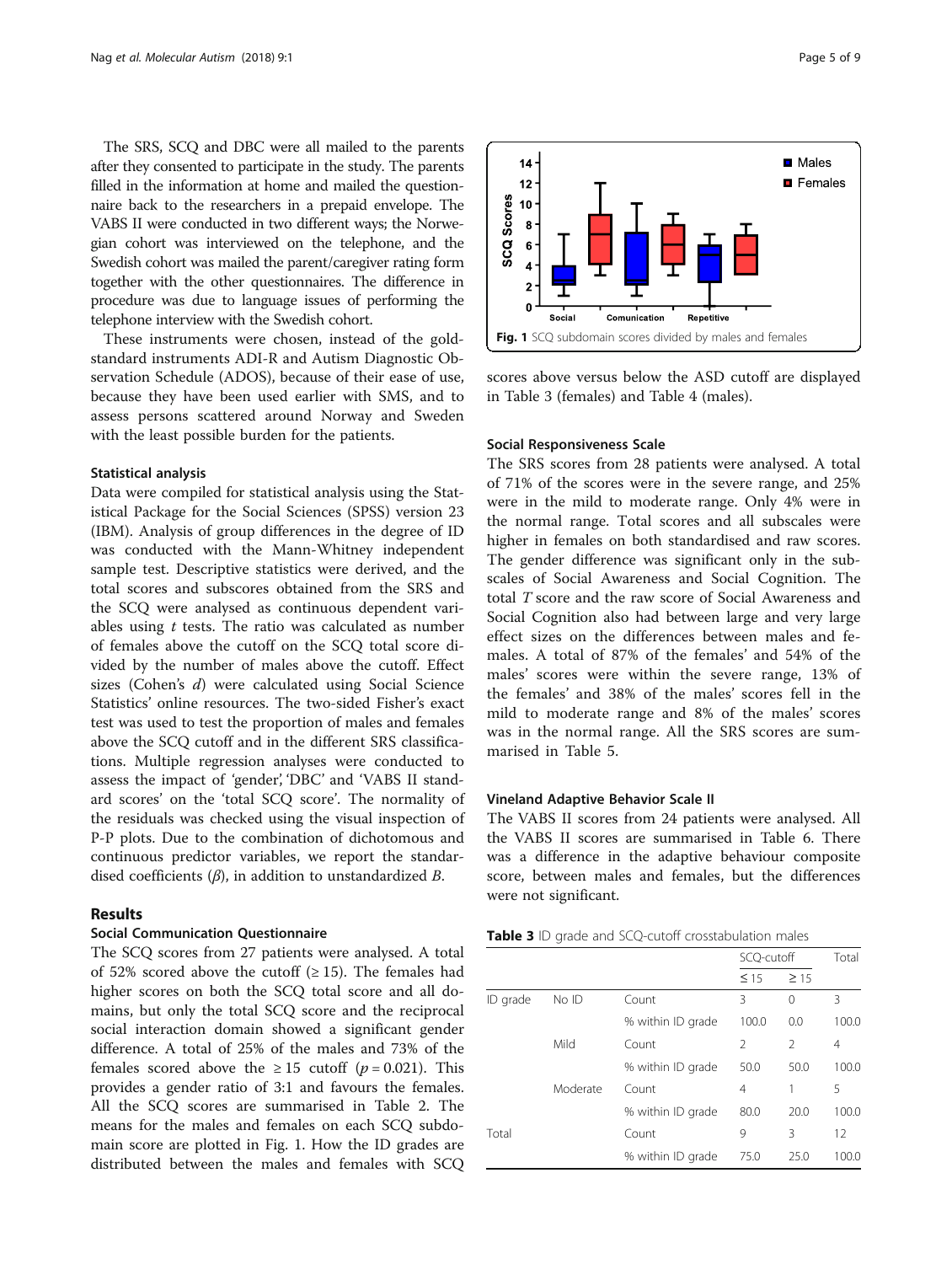The SRS, SCQ and DBC were all mailed to the parents after they consented to participate in the study. The parents filled in the information at home and mailed the questionnaire back to the researchers in a prepaid envelope. The VABS II were conducted in two different ways; the Norwegian cohort was interviewed on the telephone, and the Swedish cohort was mailed the parent/caregiver rating form together with the other questionnaires. The difference in procedure was due to language issues of performing the telephone interview with the Swedish cohort.

These instruments were chosen, instead of the gold-standard instruments ADI-R and Autism Diagnostic Observation Schedule (ADOS), because of their ease of use, because they have been used earlier with SMS, and to assess persons scattered around Norway and Sweden with the least possible burden for the patients.

### Statistical analysis

Data were compiled for statistical analysis using the Statistical Package for the Social Sciences (SPSS) version 23 (IBM). Analysis of group differences in the degree of ID was conducted with the Mann-Whitney independent sample test. Descriptive statistics were derived, and the total scores and subscores obtained from the SRS and the SCQ were analysed as continuous dependent variables using *t* tests. The ratio was calculated as number of females above the cutoff on the SCQ total score divided by the number of males above the cutoff. Effect sizes (Cohen's *d*) were calculated using Social Science Statistics' online resources. The two-sided Fisher's exact test was used to test the proportion of males and females above the SCQ cutoff and in the different SRS classifications. Multiple regression analyses were conducted to assess the impact of 'gender', 'DBC' and 'VABS II standard scores' on the 'total SCQ score'. The normality of the residuals was checked using the visual inspection of P-P plots. Due to the combination of dichotomous and continuous predictor variables, we report the standardised coefficients ($\beta$), in addition to unstandardized *B*.

## Results

### Social Communication Questionnaire

The SCQ scores from 27 patients were analysed. A total of 52% scored above the cutoff ($\geq 15$). The females had higher scores on both the SCQ total score and all domains, but only the total SCQ score and the reciprocal social interaction domain showed a significant gender difference. A total of 25% of the males and 73% of the females scored above the $\geq 15$ cutoff ($p = 0.021$). This provides a gender ratio of 3:1 and favours the females. All the SCQ scores are summarised in Table 2. The means for the males and females on each SCQ subdomain score are plotted in Fig. 1. How the ID grades are distributed between the males and females with SCQ scores above versus below the ASD cutoff are displayed in Table 3 (females) and Table 4 (males).

**Fig. 1** SCQ subdomain scores divided by males and females

### Social Responsiveness Scale

The SRS scores from 28 patients were analysed. A total of 71% of the scores were in the severe range, and 25% were in the mild to moderate range. Only 4% were in the normal range. Total scores and all subscales were higher in females on both standardised and raw scores. The gender difference was significant only in the subscales of Social Awareness and Social Cognition. The total *T* score and the raw score of Social Awareness and Social Cognition also had between large and very large effect sizes on the differences between males and females. A total of 87% of the females' and 54% of the males' scores were within the severe range, 13% of the females' and 38% of the males' scores fell in the mild to moderate range and 8% of the males' scores was in the normal range. All the SRS scores are summarised in Table 5.

### Vineland Adaptive Behavior Scale II

The VABS II scores from 24 patients were analysed. All the VABS II scores are summarised in Table 6. There was a difference in the adaptive behaviour composite score, between males and females, but the differences were not significant.

**Table 3** ID grade and SCQ-cutoff crosstabulation males

| | | | SCQ-cutoff | | Total |
|---|---|---|---|---|---|
| | | | ≤ 15 | ≥ 15 | |
| ID grade | No ID | Count | 3 | 0 | 3 |
| | | % within ID grade | 100.0 | 0.0 | 100.0 |
| | Mild | Count | 2 | 2 | 4 |
| | | % within ID grade | 50.0 | 50.0 | 100.0 |
| | Moderate | Count | 4 | 1 | 5 |
| | | % within ID grade | 80.0 | 20.0 | 100.0 |
| Total | | Count | 9 | 3 | 12 |
| | | % within ID grade | 75.0 | 25.0 | 100.0 |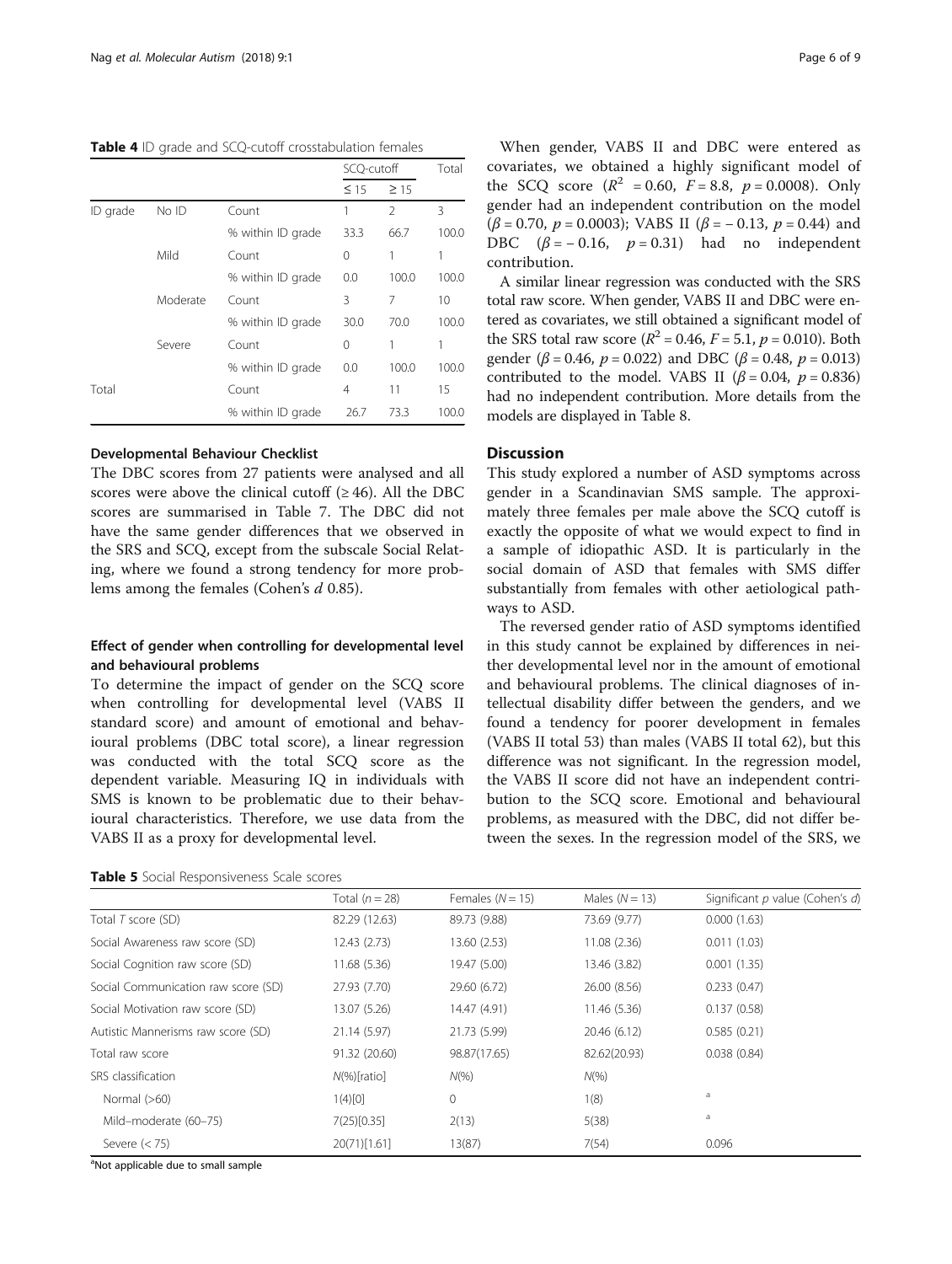**Table 4** ID grade and SCQ-cutoff crosstabulation females

| | | | SCQ-cutoff | | Total |
|---|---|---|---|---|---|
| | | | ≤ 15 | ≥ 15 | |
| ID grade | No ID | Count | 1 | 2 | 3 |
| | | % within ID grade | 33.3 | 66.7 | 100.0 |
| | Mild | Count | 0 | 1 | 1 |
| | | % within ID grade | 0.0 | 100.0 | 100.0 |
| | Moderate | Count | 3 | 7 | 10 |
| | | % within ID grade | 30.0 | 70.0 | 100.0 |
| | Severe | Count | 0 | 1 | 1 |
| | | % within ID grade | 0.0 | 100.0 | 100.0 |
| Total | | Count | 4 | 11 | 15 |
| | | % within ID grade | 26.7 | 73.3 | 100.0 |

### Developmental Behaviour Checklist

The DBC scores from 27 patients were analysed and all scores were above the clinical cutoff (≥ 46). All the DBC scores are summarised in Table 7. The DBC did not have the same gender differences that we observed in the SRS and SCQ, except from the subscale Social Relating, where we found a strong tendency for more problems among the females (Cohen's *d* 0.85).

### Effect of gender when controlling for developmental level and behavioural problems

To determine the impact of gender on the SCQ score when controlling for developmental level (VABS II standard score) and amount of emotional and behavioural problems (DBC total score), a linear regression was conducted with the total SCQ score as the dependent variable. Measuring IQ in individuals with SMS is known to be problematic due to their behavioural characteristics. Therefore, we use data from the VABS II as a proxy for developmental level.

When gender, VABS II and DBC were entered as covariates, we obtained a highly significant model of the SCQ score ($R^2 = 0.60$, $F = 8.8$, $p = 0.0008$). Only gender had an independent contribution on the model ($\beta = 0.70$, $p = 0.0003$); VABS II ($\beta = -0.13$, $p = 0.44$) and DBC ($\beta = -0.16$, $p = 0.31$) had no independent contribution.

A similar linear regression was conducted with the SRS total raw score. When gender, VABS II and DBC were entered as covariates, we still obtained a significant model of the SRS total raw score ($R^2 = 0.46$, $F = 5.1$, $p = 0.010$). Both gender ($\beta = 0.46$, $p = 0.022$) and DBC ($\beta = 0.48$, $p = 0.013$) contributed to the model. VABS II ($\beta = 0.04$, $p = 0.836$) had no independent contribution. More details from the models are displayed in Table 8.

## Discussion

This study explored a number of ASD symptoms across gender in a Scandinavian SMS sample. The approximately three females per male above the SCQ cutoff is exactly the opposite of what we would expect to find in a sample of idiopathic ASD. It is particularly in the social domain of ASD that females with SMS differ substantially from females with other aetiological pathways to ASD.

The reversed gender ratio of ASD symptoms identified in this study cannot be explained by differences in neither developmental level nor in the amount of emotional and behavioural problems. The clinical diagnoses of intellectual disability differ between the genders, and we found a tendency for poorer development in females (VABS II total 53) than males (VABS II total 62), but this difference was not significant. In the regression model, the VABS II score did not have an independent contribution to the SCQ score. Emotional and behavioural problems, as measured with the DBC, did not differ between the sexes. In the regression model of the SRS, we

**Table 5** Social Responsiveness Scale scores

| | Total ($n = 28$) | Females ($N = 15$) | Males ($N = 13$) | Significant *p* value (Cohen's *d*) |
|---|---|---|---|---|
| Total *T* score (SD) | 82.29 (12.63) | 89.73 (9.88) | 73.69 (9.77) | 0.000 (1.63) |
| Social Awareness raw score (SD) | 12.43 (2.73) | 13.60 (2.53) | 11.08 (2.36) | 0.011 (1.03) |
| Social Cognition raw score (SD) | 11.68 (5.36) | 19.47 (5.00) | 13.46 (3.82) | 0.001 (1.35) |
| Social Communication raw score (SD) | 27.93 (7.70) | 29.60 (6.72) | 26.00 (8.56) | 0.233 (0.47) |
| Social Motivation raw score (SD) | 13.07 (5.26) | 14.47 (4.91) | 11.46 (5.36) | 0.137 (0.58) |
| Autistic Mannerisms raw score (SD) | 21.14 (5.97) | 21.73 (5.99) | 20.46 (6.12) | 0.585 (0.21) |
| Total raw score | 91.32 (20.60) | 98.87(17.65) | 82.62(20.93) | 0.038 (0.84) |
| SRS classification | N(%)[ratio] | N(%) | N(%) | |
| Normal (>60) | 1(4)[0] | 0 | 1(8) | [a] |
| Mild–moderate (60–75) | 7(25)[0.35] | 2(13) | 5(38) | [a] |
| Severe (< 75) | 20(71)[1.61] | 13(87) | 7(54) | 0.096 |

[a]Not applicable due to small sample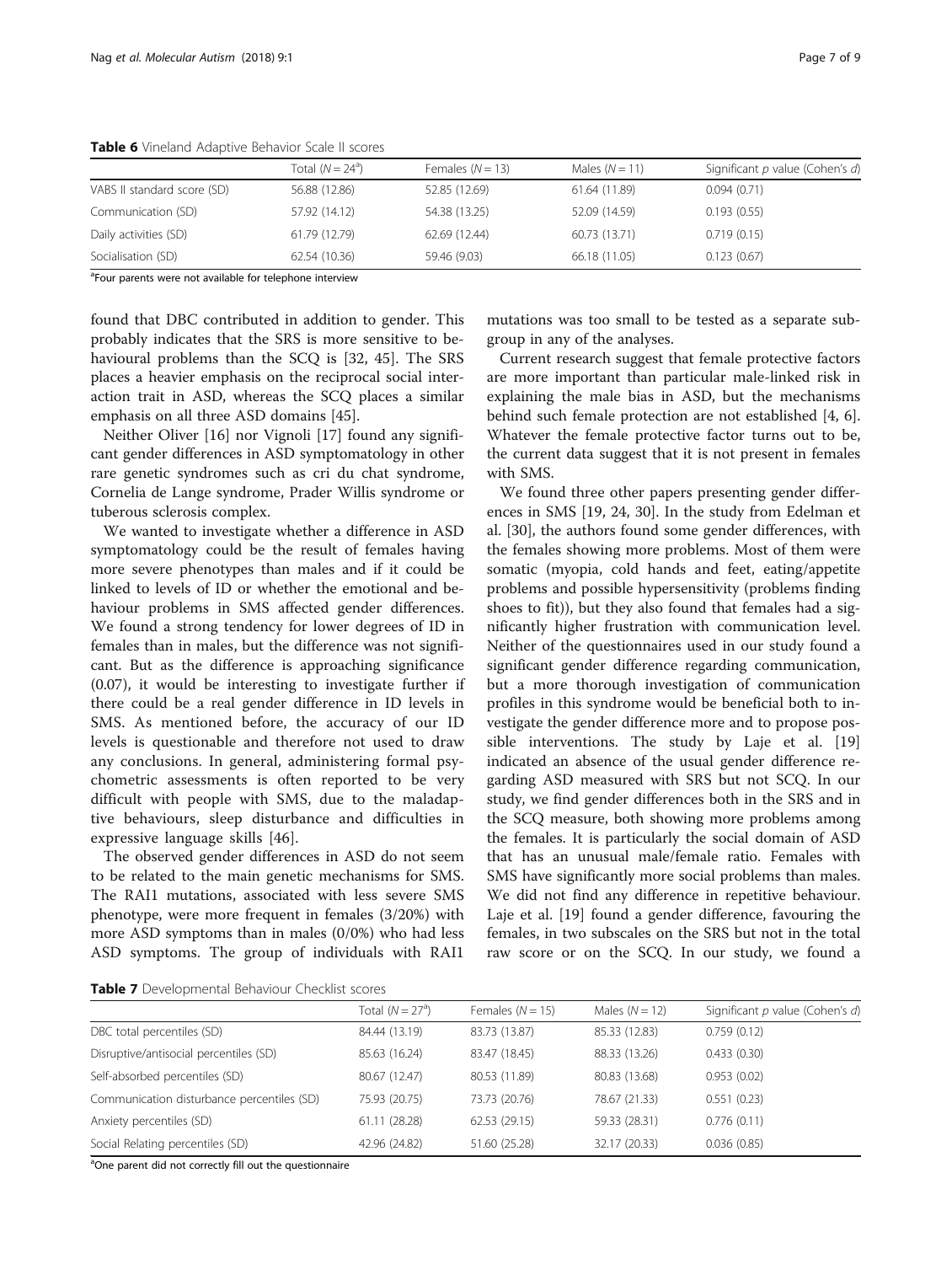**Table 6** Vineland Adaptive Behavior Scale II scores

| | Total ($N = 24$[a]) | Females ($N = 13$) | Males ($N = 11$) | Significant $p$ value (Cohen's $d$) |
|---|---|---|---|---|
| VABS II standard score (SD) | 56.88 (12.86) | 52.85 (12.69) | 61.64 (11.89) | 0.094 (0.71) |
| Communication (SD) | 57.92 (14.12) | 54.38 (13.25) | 52.09 (14.59) | 0.193 (0.55) |
| Daily activities (SD) | 61.79 (12.79) | 62.69 (12.44) | 60.73 (13.71) | 0.719 (0.15) |
| Socialisation (SD) | 62.54 (10.36) | 59.46 (9.03) | 66.18 (11.05) | 0.123 (0.67) |

[a]Four parents were not available for telephone interview

found that DBC contributed in addition to gender. This probably indicates that the SRS is more sensitive to behavioural problems than the SCQ is [32, 45]. The SRS places a heavier emphasis on the reciprocal social interaction trait in ASD, whereas the SCQ places a similar emphasis on all three ASD domains [45].

Neither Oliver [16] nor Vignoli [17] found any significant gender differences in ASD symptomatology in other rare genetic syndromes such as cri du chat syndrome, Cornelia de Lange syndrome, Prader Willis syndrome or tuberous sclerosis complex.

We wanted to investigate whether a difference in ASD symptomatology could be the result of females having more severe phenotypes than males and if it could be linked to levels of ID or whether the emotional and behaviour problems in SMS affected gender differences. We found a strong tendency for lower degrees of ID in females than in males, but the difference was not significant. But as the difference is approaching significance (0.07), it would be interesting to investigate further if there could be a real gender difference in ID levels in SMS. As mentioned before, the accuracy of our ID levels is questionable and therefore not used to draw any conclusions. In general, administering formal psychometric assessments is often reported to be very difficult with people with SMS, due to the maladaptive behaviours, sleep disturbance and difficulties in expressive language skills [46].

The observed gender differences in ASD do not seem to be related to the main genetic mechanisms for SMS. The RAI1 mutations, associated with less severe SMS phenotype, were more frequent in females (3/20%) with more ASD symptoms than in males (0/0%) who had less ASD symptoms. The group of individuals with RAI1 mutations was too small to be tested as a separate subgroup in any of the analyses.

Current research suggest that female protective factors are more important than particular male-linked risk in explaining the male bias in ASD, but the mechanisms behind such female protection are not established [4, 6]. Whatever the female protective factor turns out to be, the current data suggest that it is not present in females with SMS.

We found three other papers presenting gender differences in SMS [19, 24, 30]. In the study from Edelman et al. [30], the authors found some gender differences, with the females showing more problems. Most of them were somatic (myopia, cold hands and feet, eating/appetite problems and possible hypersensitivity (problems finding shoes to fit)), but they also found that females had a significantly higher frustration with communication level. Neither of the questionnaires used in our study found a significant gender difference regarding communication, but a more thorough investigation of communication profiles in this syndrome would be beneficial both to investigate the gender difference more and to propose possible interventions. The study by Laje et al. [19] indicated an absence of the usual gender difference regarding ASD measured with SRS but not SCQ. In our study, we find gender differences both in the SRS and in the SCQ measure, both showing more problems among the females. It is particularly the social domain of ASD that has an unusual male/female ratio. Females with SMS have significantly more social problems than males. We did not find any difference in repetitive behaviour. Laje et al. [19] found a gender difference, favouring the females, in two subscales on the SRS but not in the total raw score or on the SCQ. In our study, we found a

**Table 7** Developmental Behaviour Checklist scores

| | Total ($N = 27$[a]) | Females ($N = 15$) | Males ($N = 12$) | Significant $p$ value (Cohen's $d$) |
|---|---|---|---|---|
| DBC total percentiles (SD) | 84.44 (13.19) | 83.73 (13.87) | 85.33 (12.83) | 0.759 (0.12) |
| Disruptive/antisocial percentiles (SD) | 85.63 (16.24) | 83.47 (18.45) | 88.33 (13.26) | 0.433 (0.30) |
| Self-absorbed percentiles (SD) | 80.67 (12.47) | 80.53 (11.89) | 80.83 (13.68) | 0.953 (0.02) |
| Communication disturbance percentiles (SD) | 75.93 (20.75) | 73.73 (20.76) | 78.67 (21.33) | 0.551 (0.23) |
| Anxiety percentiles (SD) | 61.11 (28.28) | 62.53 (29.15) | 59.33 (28.31) | 0.776 (0.11) |
| Social Relating percentiles (SD) | 42.96 (24.82) | 51.60 (25.28) | 32.17 (20.33) | 0.036 (0.85) |

[a]One parent did not correctly fill out the questionnaire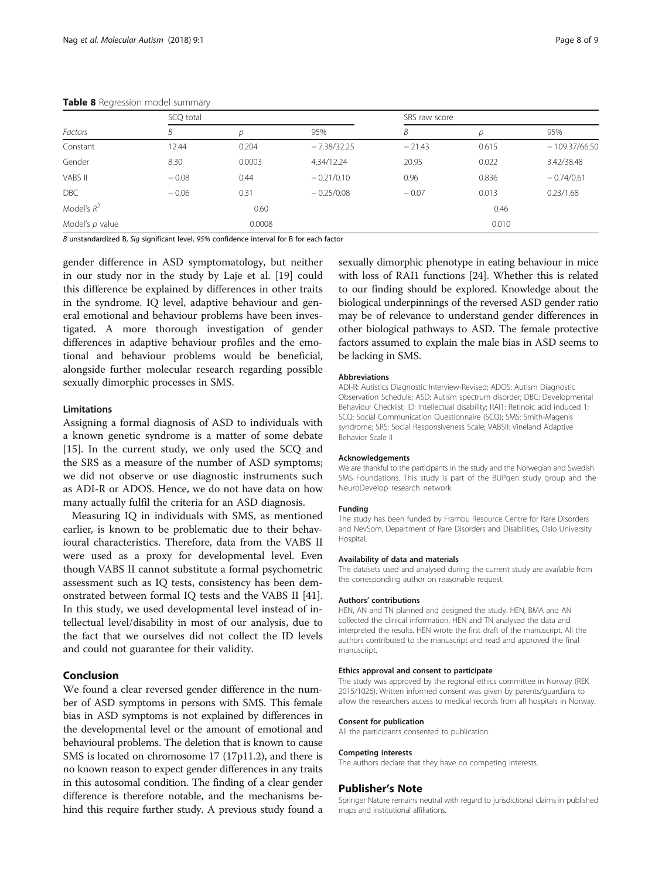**Table 8** Regression model summary

| Factors | SCQ total | | | SRS raw score | | |
|---|---|---|---|---|---|---|
| | B | p | 95% | B | p | 95% |
| Constant | 12.44 | 0.204 | − 7.38/32.25 | − 21.43 | 0.615 | − 109.37/66.50 |
| Gender | 8.30 | 0.0003 | 4.34/12.24 | 20.95 | 0.022 | 3.42/38.48 |
| VABS II | − 0.08 | 0.44 | − 0.21/0.10 | 0.96 | 0.836 | − 0.74/0.61 |
| DBC | − 0.06 | 0.31 | − 0.25/0.08 | − 0.07 | 0.013 | 0.23/1.68 |
| Model's $R^2$ | | 0.60 | | | 0.46 | |
| Model's p value | | 0.0008 | | | 0.010 | |

*B* unstandardized B, *Sig* significant level, *95%* confidence interval for B for each factor

gender difference in ASD symptomatology, but neither in our study nor in the study by Laje et al. [19] could this difference be explained by differences in other traits in the syndrome. IQ level, adaptive behaviour and general emotional and behaviour problems have been investigated. A more thorough investigation of gender differences in adaptive behaviour profiles and the emotional and behaviour problems would be beneficial, alongside further molecular research regarding possible sexually dimorphic processes in SMS.

### Limitations

Assigning a formal diagnosis of ASD to individuals with a known genetic syndrome is a matter of some debate [15]. In the current study, we only used the SCQ and the SRS as a measure of the number of ASD symptoms; we did not observe or use diagnostic instruments such as ADI-R or ADOS. Hence, we do not have data on how many actually fulfil the criteria for an ASD diagnosis.

Measuring IQ in individuals with SMS, as mentioned earlier, is known to be problematic due to their behavioural characteristics. Therefore, data from the VABS II were used as a proxy for developmental level. Even though VABS II cannot substitute a formal psychometric assessment such as IQ tests, consistency has been demonstrated between formal IQ tests and the VABS II [41]. In this study, we used developmental level instead of intellectual level/disability in most of our analysis, due to the fact that we ourselves did not collect the ID levels and could not guarantee for their validity.

## Conclusion

We found a clear reversed gender difference in the number of ASD symptoms in persons with SMS. This female bias in ASD symptoms is not explained by differences in the developmental level or the amount of emotional and behavioural problems. The deletion that is known to cause SMS is located on chromosome 17 (17p11.2), and there is no known reason to expect gender differences in any traits in this autosomal condition. The finding of a clear gender difference is therefore notable, and the mechanisms behind this require further study. A previous study found a sexually dimorphic phenotype in eating behaviour in mice with loss of RAI1 functions [24]. Whether this is related to our finding should be explored. Knowledge about the biological underpinnings of the reversed ASD gender ratio may be of relevance to understand gender differences in other biological pathways to ASD. The female protective factors assumed to explain the male bias in ASD seems to be lacking in SMS.

#### Abbreviations

ADI-R: Autistics Diagnostic Interview-Revised; ADOS: Autism Diagnostic Observation Schedule; ASD: Autism spectrum disorder; DBC: Developmental Behaviour Checklist; ID: Intellectual disability; RAI1: Retinoic acid induced 1; SCQ: Social Communication Questionnaire (SCQ); SMS: Smith-Magenis syndrome; SRS: Social Responsiveness Scale; VABSII: Vineland Adaptive Behavior Scale II

#### Acknowledgements

We are thankful to the participants in the study and the Norwegian and Swedish SMS Foundations. This study is part of the BUPgen study group and the NeuroDevelop research network.

#### Funding

The study has been funded by Frambu Resource Centre for Rare Disorders and NevSom, Department of Rare Disorders and Disabilities, Oslo University Hospital.

#### Availability of data and materials

The datasets used and analysed during the current study are available from the corresponding author on reasonable request.

#### Authors' contributions

HEN, AN and TN planned and designed the study. HEN, BMA and AN collected the clinical information. HEN and TN analysed the data and interpreted the results. HEN wrote the first draft of the manuscript. All the authors contributed to the manuscript and read and approved the final manuscript.

#### Ethics approval and consent to participate

The study was approved by the regional ethics committee in Norway (REK 2015/1026). Written informed consent was given by parents/guardians to allow the researchers access to medical records from all hospitals in Norway.

#### Consent for publication

All the participants consented to publication.

#### Competing interests

The authors declare that they have no competing interests.

## Publisher's Note

Springer Nature remains neutral with regard to jurisdictional claims in published maps and institutional affiliations.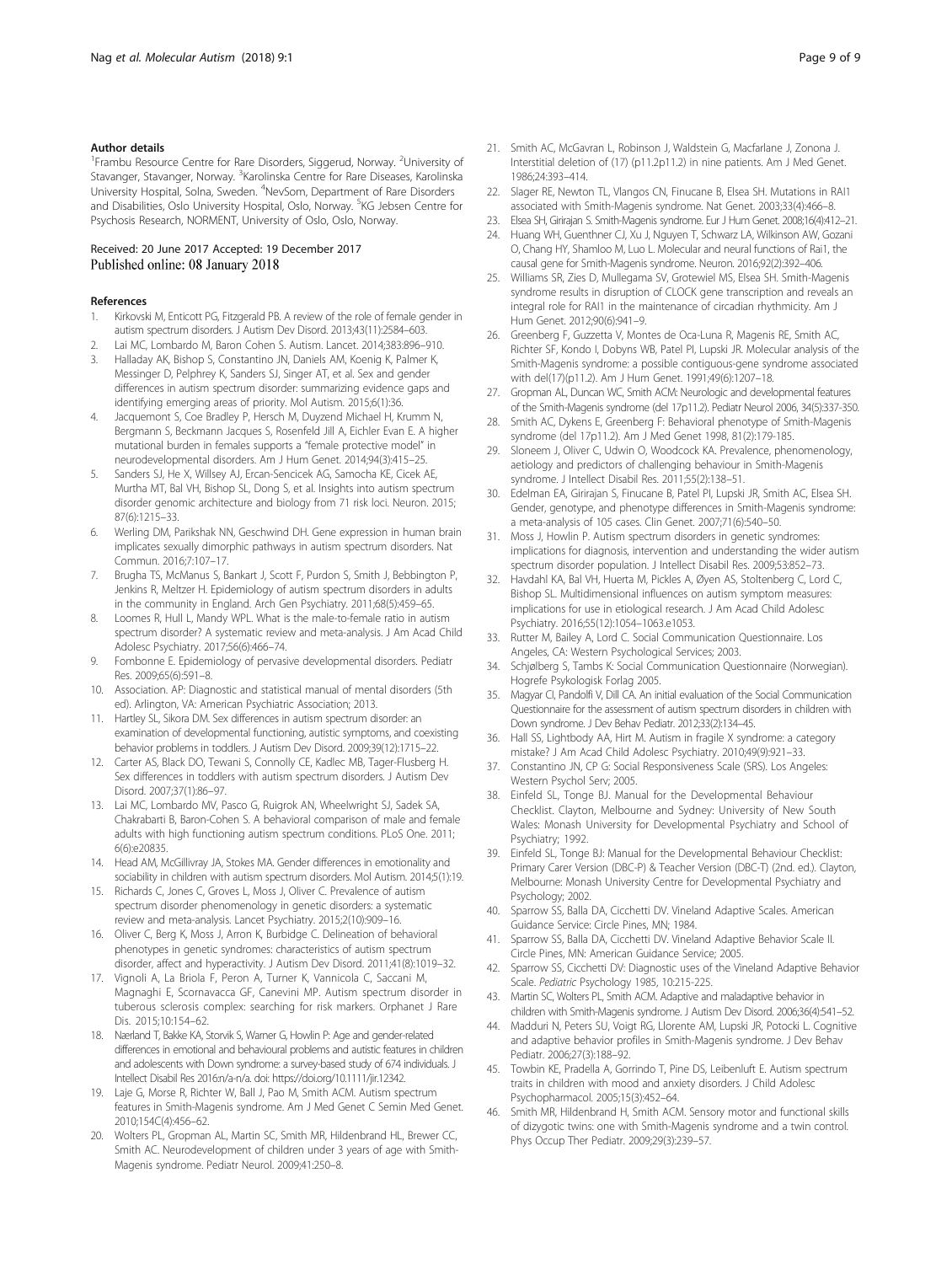#### Author details

[1]Frambu Resource Centre for Rare Disorders, Siggerud, Norway. [2]University of Stavanger, Stavanger, Norway. [3]Karolinska Centre for Rare Diseases, Karolinska University Hospital, Solna, Sweden. [4]NevSom, Department of Rare Disorders and Disabilities, Oslo University Hospital, Oslo, Norway. [5]KG Jebsen Centre for Psychosis Research, NORMENT, University of Oslo, Oslo, Norway.

Received: 20 June 2017 Accepted: 19 December 2017
Published online: 08 January 2018

#### References

1. Kirkovski M, Enticott PG, Fitzgerald PB. A review of the role of female gender in autism spectrum disorders. J Autism Dev Disord. 2013;43(11):2584–603.
2. Lai MC, Lombardo M, Baron Cohen S. Autism. Lancet. 2014;383:896–910.
3. Halladay AK, Bishop S, Constantino JN, Daniels AM, Koenig K, Palmer K, Messinger D, Pelphrey K, Sanders SJ, Singer AT, et al. Sex and gender differences in autism spectrum disorder: summarizing evidence gaps and identifying emerging areas of priority. Mol Autism. 2015;6(1):36.
4. Jacquemont S, Coe Bradley P, Hersch M, Duyzend Michael H, Krumm N, Bergmann S, Beckmann Jacques S, Rosenfeld Jill A, Eichler Evan E. A higher mutational burden in females supports a "female protective model" in neurodevelopmental disorders. Am J Hum Genet. 2014;94(3):415–25.
5. Sanders SJ, He X, Willsey AJ, Ercan-Sencicek AG, Samocha KE, Cicek AE, Murtha MT, Bal VH, Bishop SL, Dong S, et al. Insights into autism spectrum disorder genomic architecture and biology from 71 risk loci. Neuron. 2015; 87(6):1215–33.
6. Werling DM, Parikshak NN, Geschwind DH. Gene expression in human brain implicates sexually dimorphic pathways in autism spectrum disorders. Nat Commun. 2016;7:107–17.
7. Brugha TS, McManus S, Bankart J, Scott F, Purdon S, Smith J, Bebbington P, Jenkins R, Meltzer H. Epidemiology of autism spectrum disorders in adults in the community in England. Arch Gen Psychiatry. 2011;68(5):459–65.
8. Loomes R, Hull L, Mandy WPL. What is the male-to-female ratio in autism spectrum disorder? A systematic review and meta-analysis. J Am Acad Child Adolesc Psychiatry. 2017;56(6):466–74.
9. Fombonne E. Epidemiology of pervasive developmental disorders. Pediatr Res. 2009;65(6):591–8.
10. Association. AP: Diagnostic and statistical manual of mental disorders (5th ed). Arlington, VA: American Psychiatric Association; 2013.
11. Hartley SL, Sikora DM. Sex differences in autism spectrum disorder: an examination of developmental functioning, autistic symptoms, and coexisting behavior problems in toddlers. J Autism Dev Disord. 2009;39(12):1715–22.
12. Carter AS, Black DO, Tewani S, Connolly CE, Kadlec MB, Tager-Flusberg H. Sex differences in toddlers with autism spectrum disorders. J Autism Dev Disord. 2007;37(1):86–97.
13. Lai MC, Lombardo MV, Pasco G, Ruigrok AN, Wheelwright SJ, Sadek SA, Chakrabarti B, Baron-Cohen S. A behavioral comparison of male and female adults with high functioning autism spectrum conditions. PLoS One. 2011; 6(6):e20835.
14. Head AM, McGillivray JA, Stokes MA. Gender differences in emotionality and sociability in children with autism spectrum disorders. Mol Autism. 2014;5(1):19.
15. Richards C, Jones C, Groves L, Moss J, Oliver C. Prevalence of autism spectrum disorder phenomenology in genetic disorders: a systematic review and meta-analysis. Lancet Psychiatry. 2015;2(10):909–16.
16. Oliver C, Berg K, Moss J, Arron K, Burbidge C. Delineation of behavioral phenotypes in genetic syndromes: characteristics of autism spectrum disorder, affect and hyperactivity. J Autism Dev Disord. 2011;41(8):1019–32.
17. Vignoli A, La Briola F, Peron A, Turner K, Vannicola C, Saccani M, Magnaghi E, Scornavacca GF, Canevini MP. Autism spectrum disorder in tuberous sclerosis complex: searching for risk markers. Orphanet J Rare Dis. 2015;10:154–62.
18. Nærland T, Bakke KA, Storvik S, Warner G, Howlin P: Age and gender-related differences in emotional and behavioural problems and autistic features in children and adolescents with Down syndrome: a survey-based study of 674 individuals. J Intellect Disabil Res 2016:n/a-n/a. doi: https://doi.org/10.1111/jir.12342.
19. Laje G, Morse R, Richter W, Ball J, Pao M, Smith ACM. Autism spectrum features in Smith-Magenis syndrome. Am J Med Genet C Semin Med Genet. 2010;154C(4):456–62.
20. Wolters PL, Gropman AL, Martin SC, Smith MR, Hildenbrand HL, Brewer CC, Smith AC. Neurodevelopment of children under 3 years of age with Smith-Magenis syndrome. Pediatr Neurol. 2009;41:250–8.
21. Smith AC, McGavran L, Robinson J, Waldstein G, Macfarlane J, Zonona J. Interstitial deletion of (17) (p11.2p11.2) in nine patients. Am J Med Genet. 1986;24:393–414.
22. Slager RE, Newton TL, Vlangos CN, Finucane B, Elsea SH. Mutations in RAI1 associated with Smith-Magenis syndrome. Nat Genet. 2003;33(4):466–8.
23. Elsea SH, Girirajan S. Smith-Magenis syndrome. Eur J Hum Genet. 2008;16(4):412–21.
24. Huang WH, Guenthner CJ, Xu J, Nguyen T, Schwarz LA, Wilkinson AW, Gozani O, Chang HY, Shamloo M, Luo L. Molecular and neural functions of Rai1, the causal gene for Smith-Magenis syndrome. Neuron. 2016;92(2):392–406.
25. Williams SR, Zies D, Mullegama SV, Grotewiel MS, Elsea SH. Smith-Magenis syndrome results in disruption of CLOCK gene transcription and reveals an integral role for RAI1 in the maintenance of circadian rhythmicity. Am J Hum Genet. 2012;90(6):941–9.
26. Greenberg F, Guzzetta V, Montes de Oca-Luna R, Magenis RE, Smith AC, Richter SF, Kondo I, Dobyns WB, Patel PI, Lupski JR. Molecular analysis of the Smith-Magenis syndrome: a possible contiguous-gene syndrome associated with del(17)(p11.2). Am J Hum Genet. 1991;49(6):1207–18.
27. Gropman AL, Duncan WC, Smith ACM: Neurologic and developmental features of the Smith-Magenis syndrome (del 17p11.2). Pediatr Neurol 2006, 34(5):337-350.
28. Smith AC, Dykens E, Greenberg F: Behavioral phenotype of Smith-Magenis syndrome (del 17p11.2). Am J Med Genet 1998, 81(2):179-185.
29. Sloneem J, Oliver C, Udwin O, Woodcock KA. Prevalence, phenomenology, aetiology and predictors of challenging behaviour in Smith-Magenis syndrome. J Intellect Disabil Res. 2011;55(2):138–51.
30. Edelman EA, Girirajan S, Finucane B, Patel PI, Lupski JR, Smith AC, Elsea SH. Gender, genotype, and phenotype differences in Smith-Magenis syndrome: a meta-analysis of 105 cases. Clin Genet. 2007;71(6):540–50.
31. Moss J, Howlin P. Autism spectrum disorders in genetic syndromes: implications for diagnosis, intervention and understanding the wider autism spectrum disorder population. J Intellect Disabil Res. 2009;53:852–73.
32. Havdahl KA, Bal VH, Huerta M, Pickles A, Øyen AS, Stoltenberg C, Lord C, Bishop SL. Multidimensional influences on autism symptom measures: implications for use in etiological research. J Am Acad Child Adolesc Psychiatry. 2016;55(12):1054–1063.e1053.
33. Rutter M, Bailey A, Lord C. Social Communication Questionnaire. Los Angeles, CA: Western Psychological Services; 2003.
34. Schjølberg S, Tambs K: Social Communication Questionnaire (Norwegian). Hogrefe Psykologisk Forlag 2005.
35. Magyar CI, Pandolfi V, Dill CA. An initial evaluation of the Social Communication Questionnaire for the assessment of autism spectrum disorders in children with Down syndrome. J Dev Behav Pediatr. 2012;33(2):134–45.
36. Hall SS, Lightbody AA, Hirt M. Autism in fragile X syndrome: a category mistake? J Am Acad Child Adolesc Psychiatry. 2010;49(9):921–33.
37. Constantino JN, CP G: Social Responsiveness Scale (SRS). Los Angeles: Western Psychol Serv; 2005.
38. Einfeld SL, Tonge BJ. Manual for the Developmental Behaviour Checklist. Clayton, Melbourne and Sydney: University of New South Wales: Monash University for Developmental Psychiatry and School of Psychiatry; 1992.
39. Einfeld SL, Tonge BJ: Manual for the Developmental Behaviour Checklist: Primary Carer Version (DBC-P) & Teacher Version (DBC-T) (2nd. ed.). Clayton, Melbourne: Monash University Centre for Developmental Psychiatry and Psychology; 2002.
40. Sparrow SS, Balla DA, Cicchetti DV. Vineland Adaptive Scales. American Guidance Service: Circle Pines, MN; 1984.
41. Sparrow SS, Balla DA, Cicchetti DV. Vineland Adaptive Behavior Scale II. Circle Pines, MN: American Guidance Service; 2005.
42. Sparrow SS, Cicchetti DV: Diagnostic uses of the Vineland Adaptive Behavior Scale. *Pediatric* Psychology 1985, 10:215-225.
43. Martin SC, Wolters PL, Smith ACM. Adaptive and maladaptive behavior in children with Smith-Magenis syndrome. J Autism Dev Disord. 2006;36(4):541–52.
44. Madduri N, Peters SU, Voigt RG, Llorente AM, Lupski JR, Potocki L. Cognitive and adaptive behavior profiles in Smith-Magenis syndrome. J Dev Behav Pediatr. 2006;27(3):188–92.
45. Towbin KE, Pradella A, Gorrindo T, Pine DS, Leibenluft E. Autism spectrum traits in children with mood and anxiety disorders. J Child Adolesc Psychopharmacol. 2005;15(3):452–64.
46. Smith MR, Hildenbrand H, Smith ACM. Sensory motor and functional skills of dizygotic twins: one with Smith-Magenis syndrome and a twin control. Phys Occup Ther Pediatr. 2009;29(3):239–57.